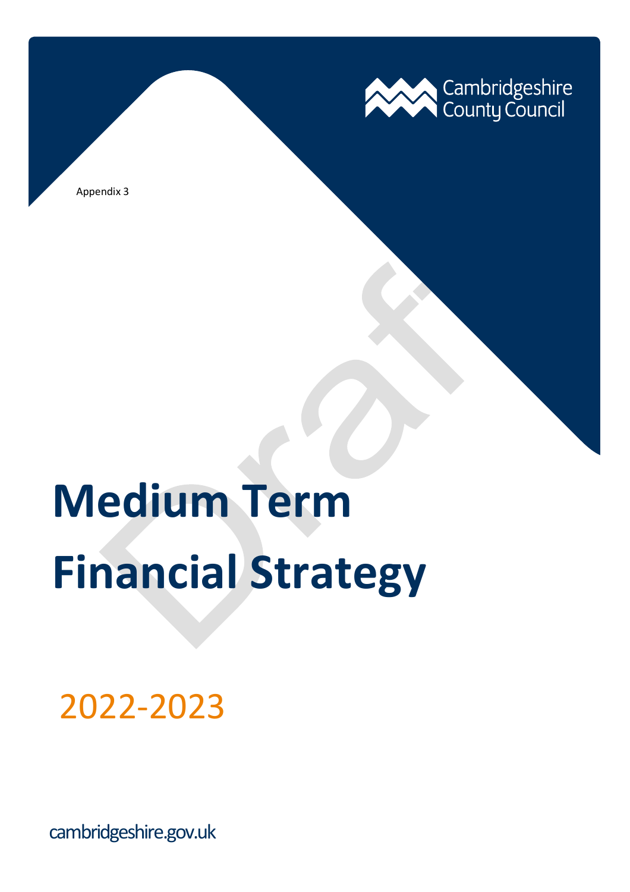Cambridgeshire County Council

Appendix 3

# Medium Term Financial Strategy

2022-2023

cambridgeshire.gov.uk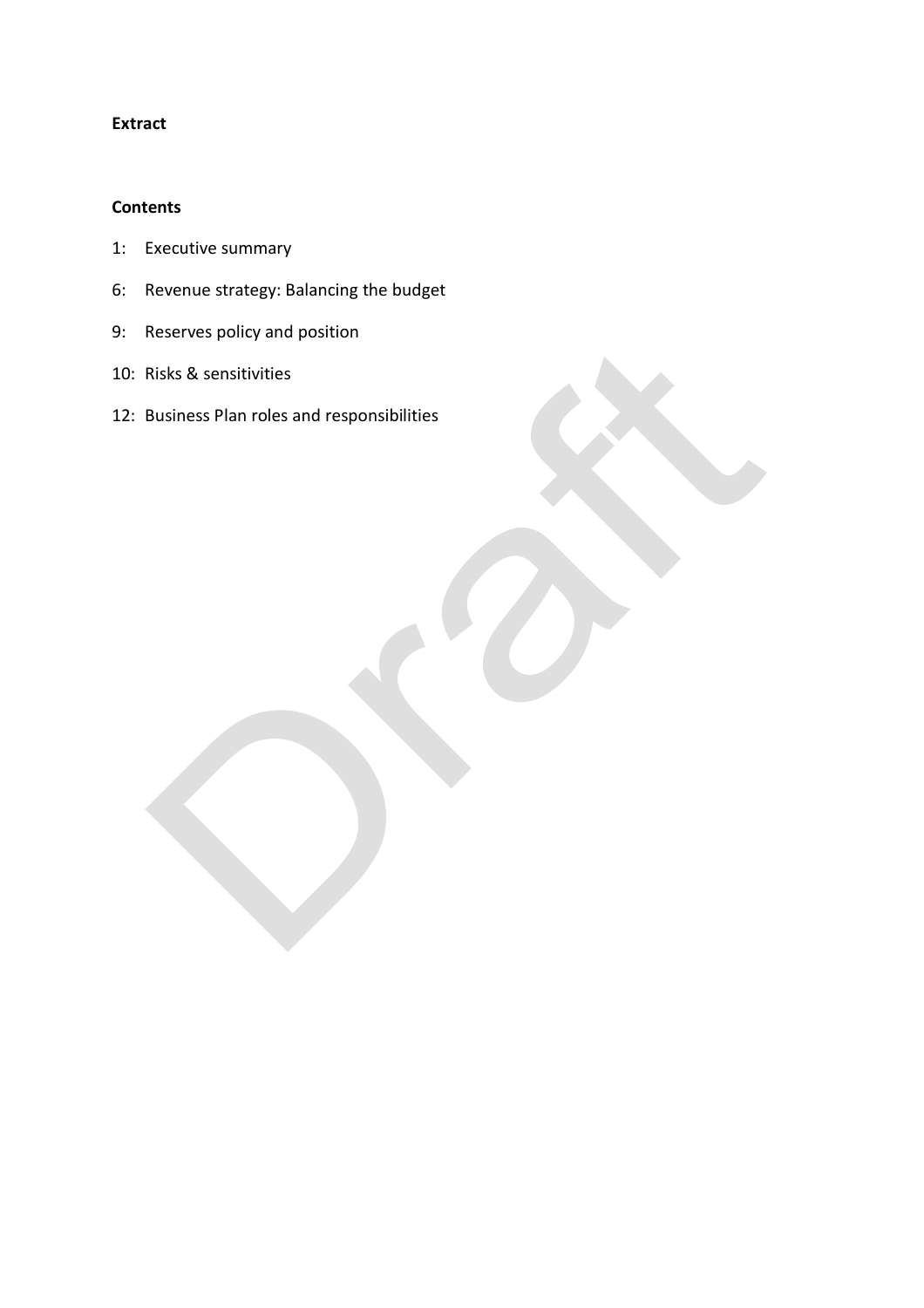**Extract**

**Contents**

1: Executive summary

6: Revenue strategy: Balancing the budget

9: Reserves policy and position

10: Risks & sensitivities

12: Business Plan roles and responsibilities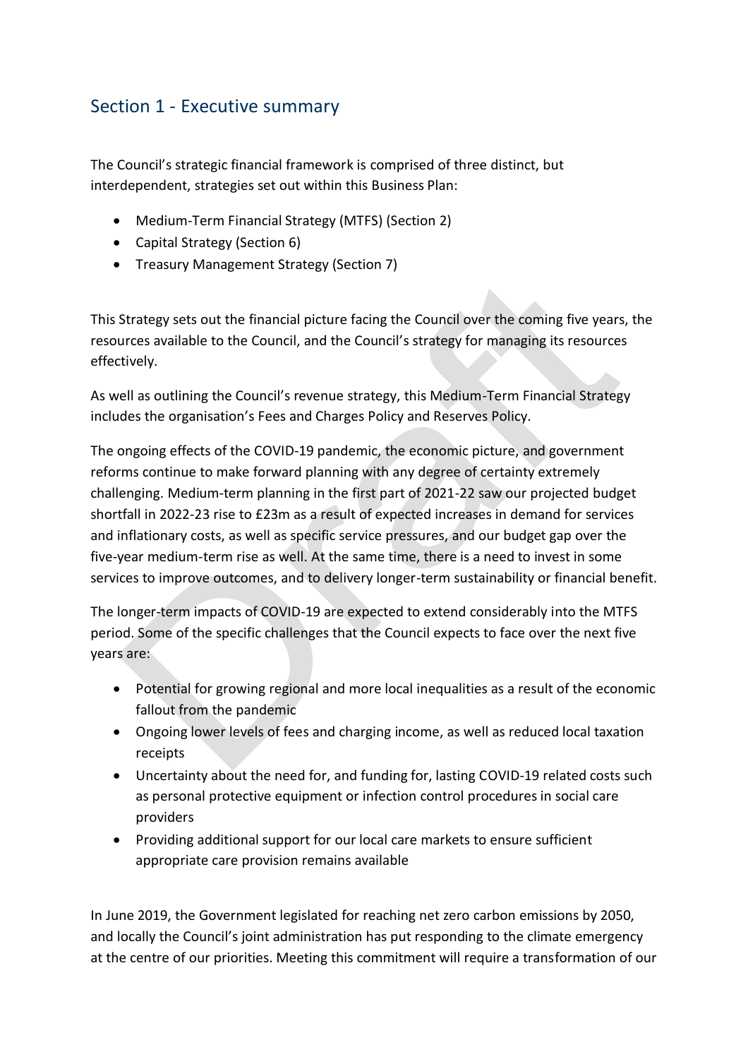## Section 1 - Executive summary

The Council's strategic financial framework is comprised of three distinct, but interdependent, strategies set out within this Business Plan:

- Medium-Term Financial Strategy (MTFS) (Section 2)
- Capital Strategy (Section 6)
- Treasury Management Strategy (Section 7)

This Strategy sets out the financial picture facing the Council over the coming five years, the resources available to the Council, and the Council's strategy for managing its resources effectively.

As well as outlining the Council's revenue strategy, this Medium-Term Financial Strategy includes the organisation's Fees and Charges Policy and Reserves Policy.

The ongoing effects of the COVID-19 pandemic, the economic picture, and government reforms continue to make forward planning with any degree of certainty extremely challenging. Medium-term planning in the first part of 2021-22 saw our projected budget shortfall in 2022-23 rise to £23m as a result of expected increases in demand for services and inflationary costs, as well as specific service pressures, and our budget gap over the five-year medium-term rise as well. At the same time, there is a need to invest in some services to improve outcomes, and to delivery longer-term sustainability or financial benefit.

The longer-term impacts of COVID-19 are expected to extend considerably into the MTFS period. Some of the specific challenges that the Council expects to face over the next five years are:

- Potential for growing regional and more local inequalities as a result of the economic fallout from the pandemic
- Ongoing lower levels of fees and charging income, as well as reduced local taxation receipts
- Uncertainty about the need for, and funding for, lasting COVID-19 related costs such as personal protective equipment or infection control procedures in social care providers
- Providing additional support for our local care markets to ensure sufficient appropriate care provision remains available

In June 2019, the Government legislated for reaching net zero carbon emissions by 2050, and locally the Council's joint administration has put responding to the climate emergency at the centre of our priorities. Meeting this commitment will require a transformation of our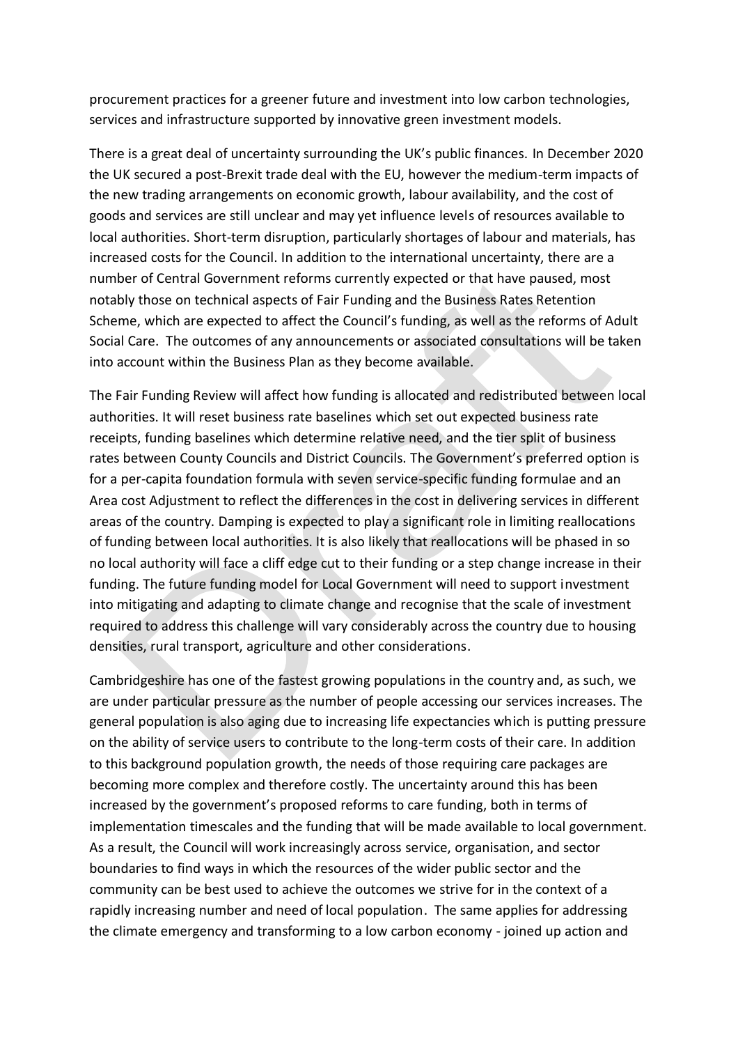procurement practices for a greener future and investment into low carbon technologies, services and infrastructure supported by innovative green investment models.

There is a great deal of uncertainty surrounding the UK's public finances. In December 2020 the UK secured a post-Brexit trade deal with the EU, however the medium-term impacts of the new trading arrangements on economic growth, labour availability, and the cost of goods and services are still unclear and may yet influence levels of resources available to local authorities. Short-term disruption, particularly shortages of labour and materials, has increased costs for the Council. In addition to the international uncertainty, there are a number of Central Government reforms currently expected or that have paused, most notably those on technical aspects of Fair Funding and the Business Rates Retention Scheme, which are expected to affect the Council's funding, as well as the reforms of Adult Social Care. The outcomes of any announcements or associated consultations will be taken into account within the Business Plan as they become available.

The Fair Funding Review will affect how funding is allocated and redistributed between local authorities. It will reset business rate baselines which set out expected business rate receipts, funding baselines which determine relative need, and the tier split of business rates between County Councils and District Councils. The Government's preferred option is for a per-capita foundation formula with seven service-specific funding formulae and an Area cost Adjustment to reflect the differences in the cost in delivering services in different areas of the country. Damping is expected to play a significant role in limiting reallocations of funding between local authorities. It is also likely that reallocations will be phased in so no local authority will face a cliff edge cut to their funding or a step change increase in their funding. The future funding model for Local Government will need to support investment into mitigating and adapting to climate change and recognise that the scale of investment required to address this challenge will vary considerably across the country due to housing densities, rural transport, agriculture and other considerations.

Cambridgeshire has one of the fastest growing populations in the country and, as such, we are under particular pressure as the number of people accessing our services increases. The general population is also aging due to increasing life expectancies which is putting pressure on the ability of service users to contribute to the long-term costs of their care. In addition to this background population growth, the needs of those requiring care packages are becoming more complex and therefore costly. The uncertainty around this has been increased by the government's proposed reforms to care funding, both in terms of implementation timescales and the funding that will be made available to local government. As a result, the Council will work increasingly across service, organisation, and sector boundaries to find ways in which the resources of the wider public sector and the community can be best used to achieve the outcomes we strive for in the context of a rapidly increasing number and need of local population. The same applies for addressing the climate emergency and transforming to a low carbon economy - joined up action and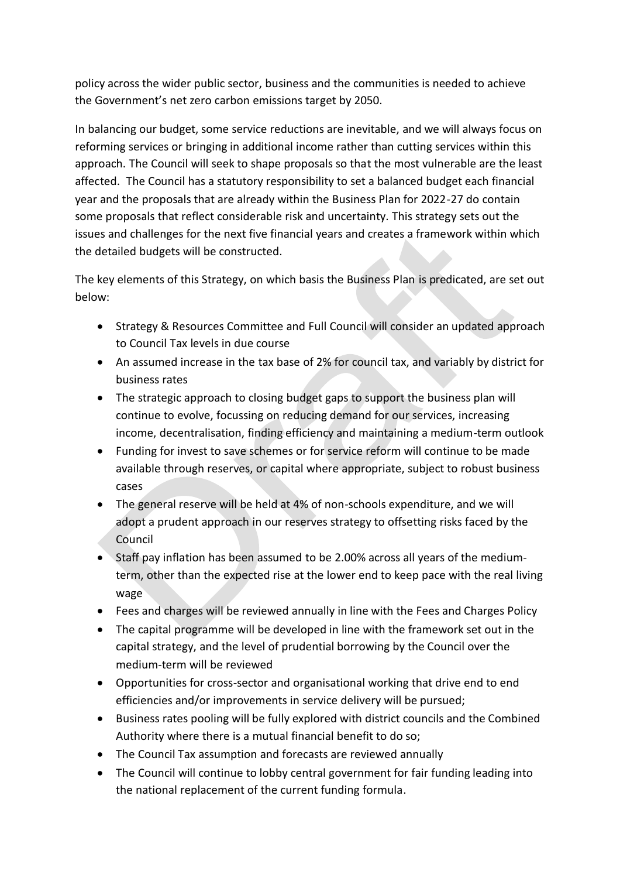policy across the wider public sector, business and the communities is needed to achieve the Government's net zero carbon emissions target by 2050.

In balancing our budget, some service reductions are inevitable, and we will always focus on reforming services or bringing in additional income rather than cutting services within this approach. The Council will seek to shape proposals so that the most vulnerable are the least affected. The Council has a statutory responsibility to set a balanced budget each financial year and the proposals that are already within the Business Plan for 2022-27 do contain some proposals that reflect considerable risk and uncertainty. This strategy sets out the issues and challenges for the next five financial years and creates a framework within which the detailed budgets will be constructed.

The key elements of this Strategy, on which basis the Business Plan is predicated, are set out below:

- Strategy & Resources Committee and Full Council will consider an updated approach to Council Tax levels in due course
- An assumed increase in the tax base of 2% for council tax, and variably by district for business rates
- The strategic approach to closing budget gaps to support the business plan will continue to evolve, focussing on reducing demand for our services, increasing income, decentralisation, finding efficiency and maintaining a medium-term outlook
- Funding for invest to save schemes or for service reform will continue to be made available through reserves, or capital where appropriate, subject to robust business cases
- The general reserve will be held at 4% of non-schools expenditure, and we will adopt a prudent approach in our reserves strategy to offsetting risks faced by the Council
- Staff pay inflation has been assumed to be 2.00% across all years of the medium-term, other than the expected rise at the lower end to keep pace with the real living wage
- Fees and charges will be reviewed annually in line with the Fees and Charges Policy
- The capital programme will be developed in line with the framework set out in the capital strategy, and the level of prudential borrowing by the Council over the medium-term will be reviewed
- Opportunities for cross-sector and organisational working that drive end to end efficiencies and/or improvements in service delivery will be pursued;
- Business rates pooling will be fully explored with district councils and the Combined Authority where there is a mutual financial benefit to do so;
- The Council Tax assumption and forecasts are reviewed annually
- The Council will continue to lobby central government for fair funding leading into the national replacement of the current funding formula.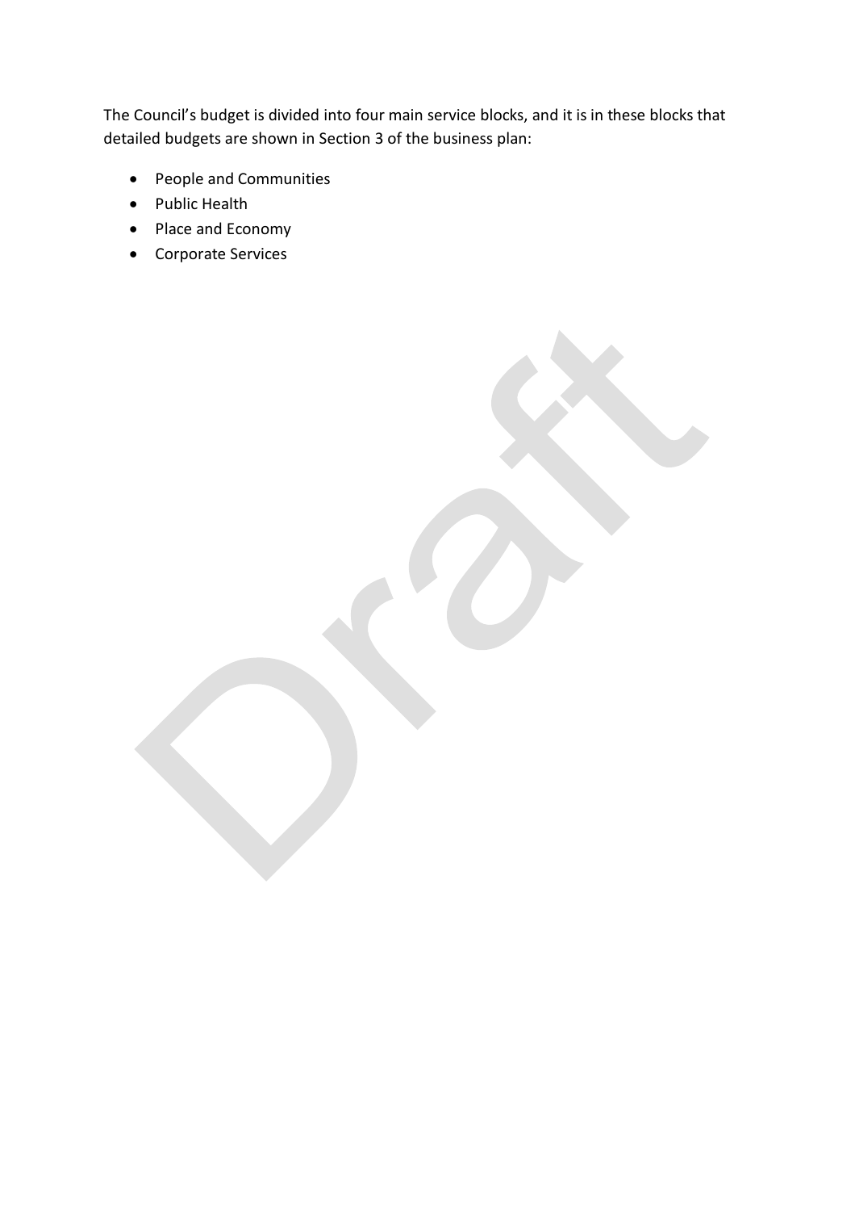The Council's budget is divided into four main service blocks, and it is in these blocks that detailed budgets are shown in Section 3 of the business plan:

- People and Communities
- Public Health
- Place and Economy
- Corporate Services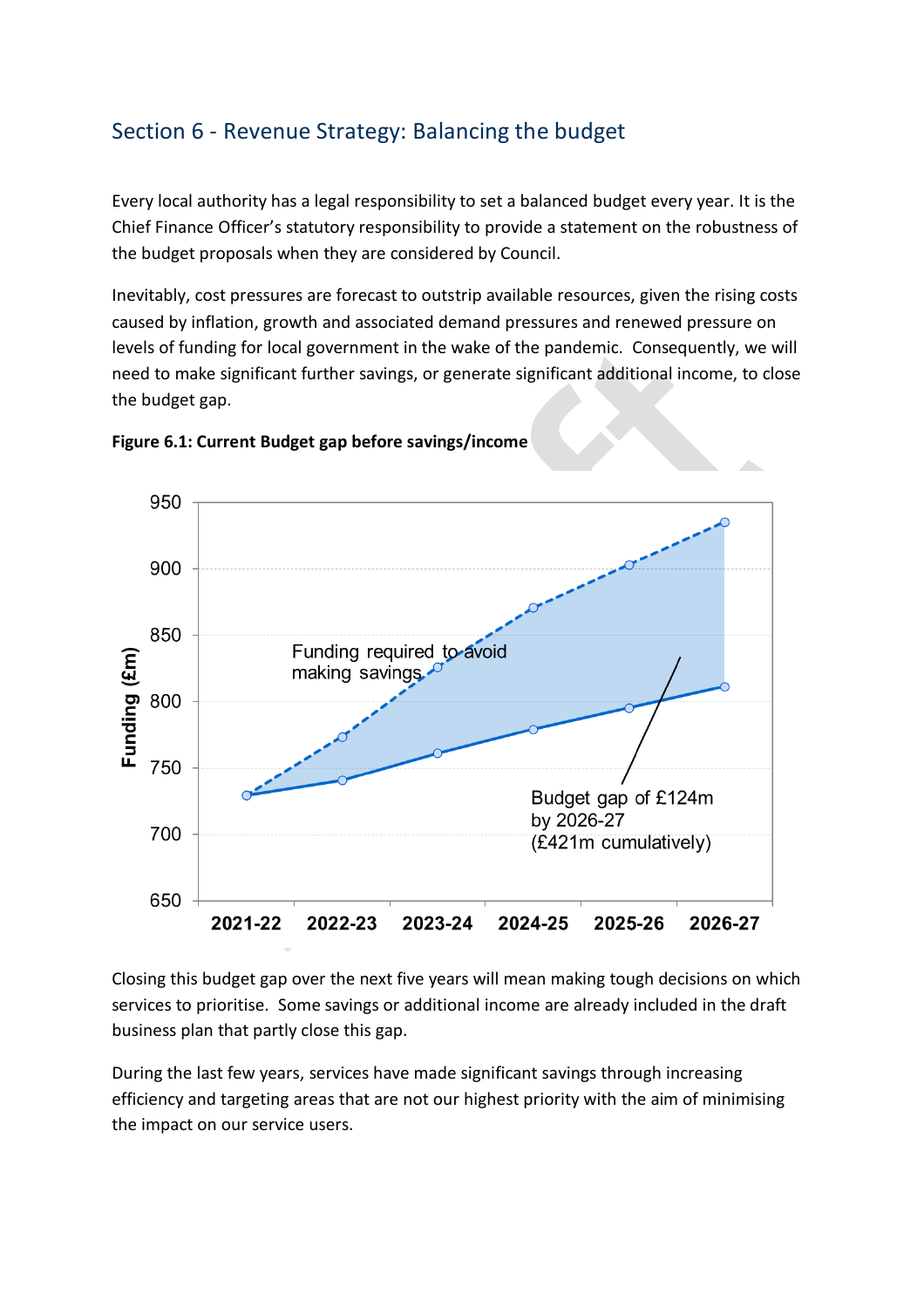## Section 6 - Revenue Strategy: Balancing the budget

Every local authority has a legal responsibility to set a balanced budget every year. It is the Chief Finance Officer's statutory responsibility to provide a statement on the robustness of the budget proposals when they are considered by Council.

Inevitably, cost pressures are forecast to outstrip available resources, given the rising costs caused by inflation, growth and associated demand pressures and renewed pressure on levels of funding for local government in the wake of the pandemic. Consequently, we will need to make significant further savings, or generate significant additional income, to close the budget gap.

**Figure 6.1: Current Budget gap before savings/income**

Closing this budget gap over the next five years will mean making tough decisions on which services to prioritise. Some savings or additional income are already included in the draft business plan that partly close this gap.

During the last few years, services have made significant savings through increasing efficiency and targeting areas that are not our highest priority with the aim of minimising the impact on our service users.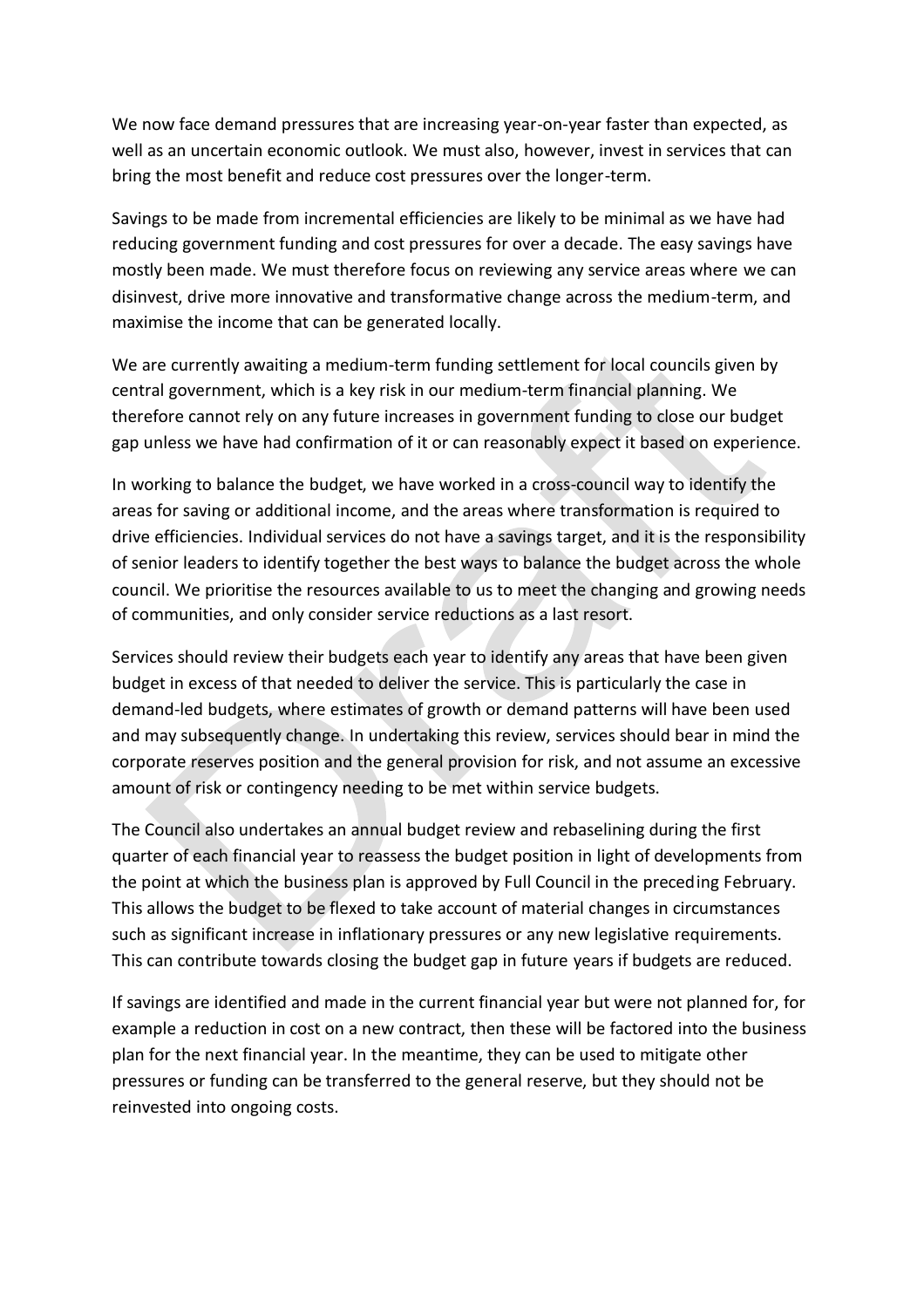We now face demand pressures that are increasing year-on-year faster than expected, as well as an uncertain economic outlook. We must also, however, invest in services that can bring the most benefit and reduce cost pressures over the longer-term.

Savings to be made from incremental efficiencies are likely to be minimal as we have had reducing government funding and cost pressures for over a decade. The easy savings have mostly been made. We must therefore focus on reviewing any service areas where we can disinvest, drive more innovative and transformative change across the medium-term, and maximise the income that can be generated locally.

We are currently awaiting a medium-term funding settlement for local councils given by central government, which is a key risk in our medium-term financial planning. We therefore cannot rely on any future increases in government funding to close our budget gap unless we have had confirmation of it or can reasonably expect it based on experience.

In working to balance the budget, we have worked in a cross-council way to identify the areas for saving or additional income, and the areas where transformation is required to drive efficiencies. Individual services do not have a savings target, and it is the responsibility of senior leaders to identify together the best ways to balance the budget across the whole council. We prioritise the resources available to us to meet the changing and growing needs of communities, and only consider service reductions as a last resort.

Services should review their budgets each year to identify any areas that have been given budget in excess of that needed to deliver the service. This is particularly the case in demand-led budgets, where estimates of growth or demand patterns will have been used and may subsequently change. In undertaking this review, services should bear in mind the corporate reserves position and the general provision for risk, and not assume an excessive amount of risk or contingency needing to be met within service budgets.

The Council also undertakes an annual budget review and rebaselining during the first quarter of each financial year to reassess the budget position in light of developments from the point at which the business plan is approved by Full Council in the preceding February. This allows the budget to be flexed to take account of material changes in circumstances such as significant increase in inflationary pressures or any new legislative requirements. This can contribute towards closing the budget gap in future years if budgets are reduced.

If savings are identified and made in the current financial year but were not planned for, for example a reduction in cost on a new contract, then these will be factored into the business plan for the next financial year. In the meantime, they can be used to mitigate other pressures or funding can be transferred to the general reserve, but they should not be reinvested into ongoing costs.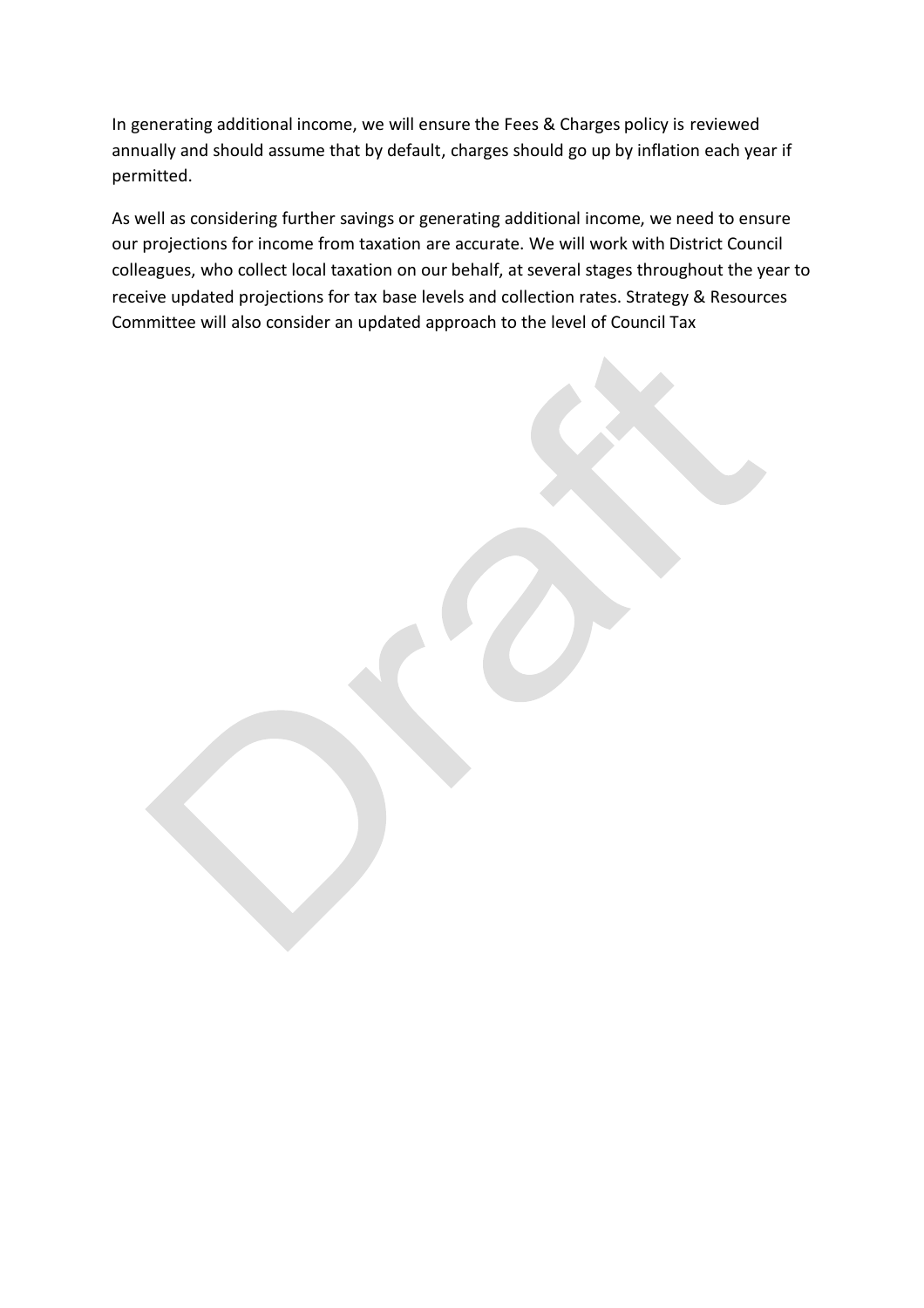In generating additional income, we will ensure the Fees & Charges policy is reviewed annually and should assume that by default, charges should go up by inflation each year if permitted.

As well as considering further savings or generating additional income, we need to ensure our projections for income from taxation are accurate. We will work with District Council colleagues, who collect local taxation on our behalf, at several stages throughout the year to receive updated projections for tax base levels and collection rates. Strategy & Resources Committee will also consider an updated approach to the level of Council Tax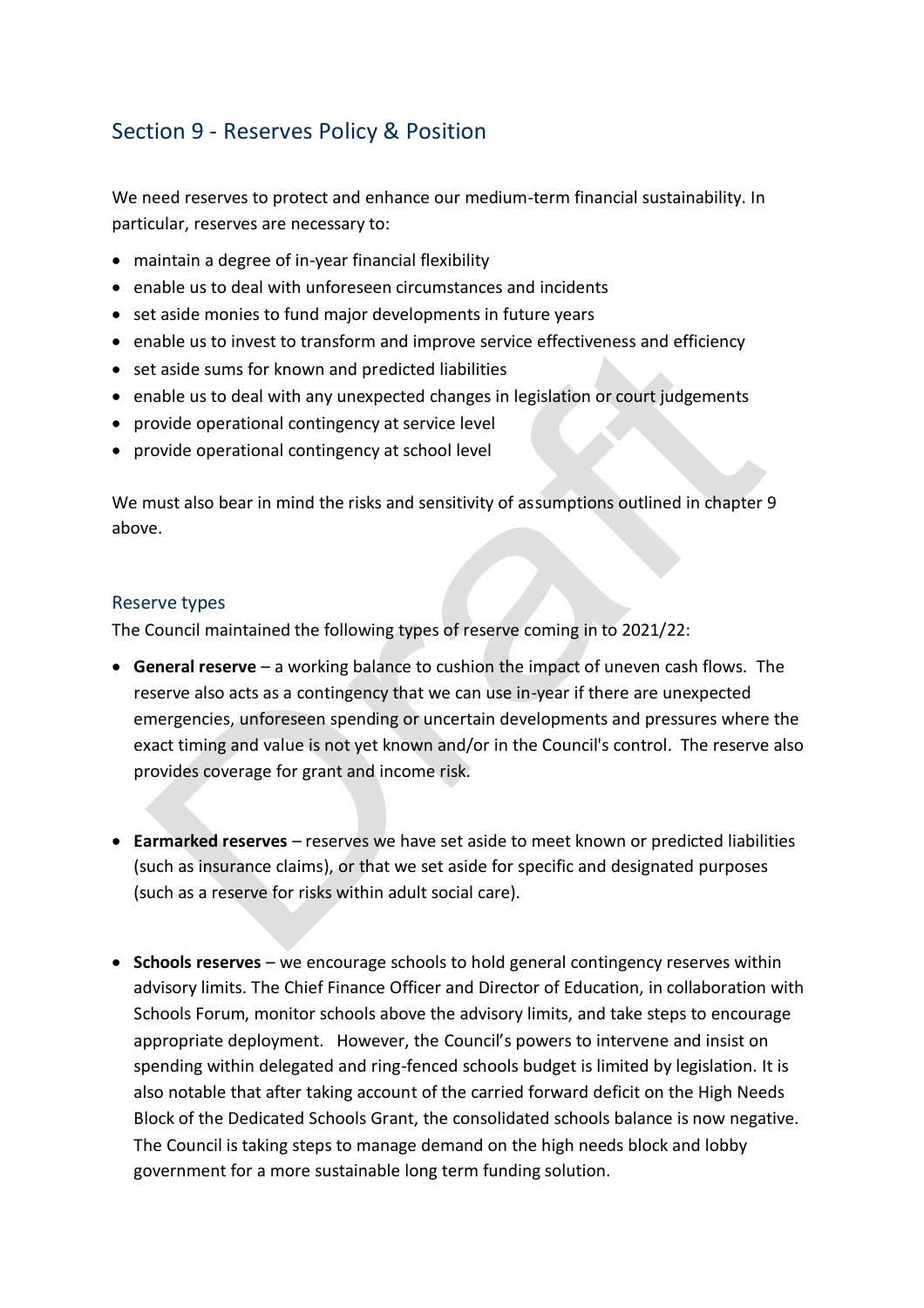## Section 9 - Reserves Policy & Position

We need reserves to protect and enhance our medium-term financial sustainability. In particular, reserves are necessary to:

- maintain a degree of in-year financial flexibility
- enable us to deal with unforeseen circumstances and incidents
- set aside monies to fund major developments in future years
- enable us to invest to transform and improve service effectiveness and efficiency
- set aside sums for known and predicted liabilities
- enable us to deal with any unexpected changes in legislation or court judgements
- provide operational contingency at service level
- provide operational contingency at school level

We must also bear in mind the risks and sensitivity of assumptions outlined in chapter 9 above.

### Reserve types

The Council maintained the following types of reserve coming in to 2021/22:

- **General reserve** – a working balance to cushion the impact of uneven cash flows. The reserve also acts as a contingency that we can use in-year if there are unexpected emergencies, unforeseen spending or uncertain developments and pressures where the exact timing and value is not yet known and/or in the Council's control. The reserve also provides coverage for grant and income risk.

- **Earmarked reserves** – reserves we have set aside to meet known or predicted liabilities (such as insurance claims), or that we set aside for specific and designated purposes (such as a reserve for risks within adult social care).

- **Schools reserves** – we encourage schools to hold general contingency reserves within advisory limits. The Chief Finance Officer and Director of Education, in collaboration with Schools Forum, monitor schools above the advisory limits, and take steps to encourage appropriate deployment. However, the Council's powers to intervene and insist on spending within delegated and ring-fenced schools budget is limited by legislation. It is also notable that after taking account of the carried forward deficit on the High Needs Block of the Dedicated Schools Grant, the consolidated schools balance is now negative. The Council is taking steps to manage demand on the high needs block and lobby government for a more sustainable long term funding solution.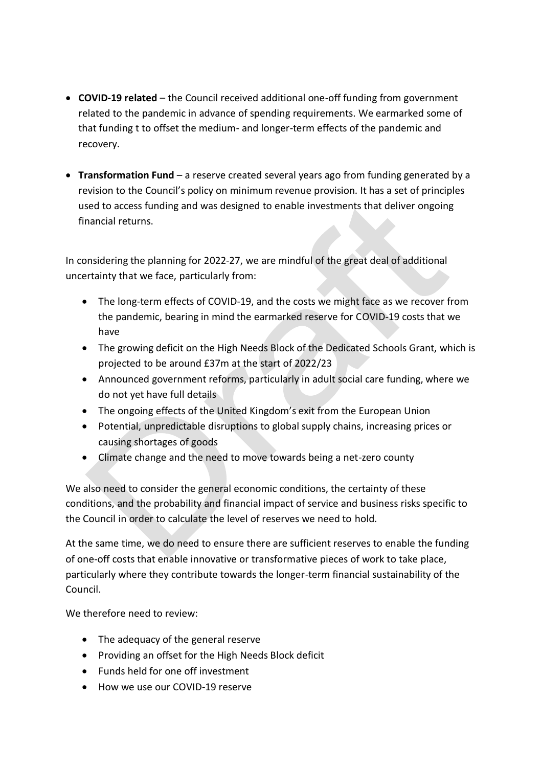- **COVID-19 related** – the Council received additional one-off funding from government related to the pandemic in advance of spending requirements. We earmarked some of that funding t to offset the medium- and longer-term effects of the pandemic and recovery.

- **Transformation Fund** – a reserve created several years ago from funding generated by a revision to the Council's policy on minimum revenue provision. It has a set of principles used to access funding and was designed to enable investments that deliver ongoing financial returns.

In considering the planning for 2022-27, we are mindful of the great deal of additional uncertainty that we face, particularly from:

- The long-term effects of COVID-19, and the costs we might face as we recover from the pandemic, bearing in mind the earmarked reserve for COVID-19 costs that we have
- The growing deficit on the High Needs Block of the Dedicated Schools Grant, which is projected to be around £37m at the start of 2022/23
- Announced government reforms, particularly in adult social care funding, where we do not yet have full details
- The ongoing effects of the United Kingdom's exit from the European Union
- Potential, unpredictable disruptions to global supply chains, increasing prices or causing shortages of goods
- Climate change and the need to move towards being a net-zero county

We also need to consider the general economic conditions, the certainty of these conditions, and the probability and financial impact of service and business risks specific to the Council in order to calculate the level of reserves we need to hold.

At the same time, we do need to ensure there are sufficient reserves to enable the funding of one-off costs that enable innovative or transformative pieces of work to take place, particularly where they contribute towards the longer-term financial sustainability of the Council.

We therefore need to review:

- The adequacy of the general reserve
- Providing an offset for the High Needs Block deficit
- Funds held for one off investment
- How we use our COVID-19 reserve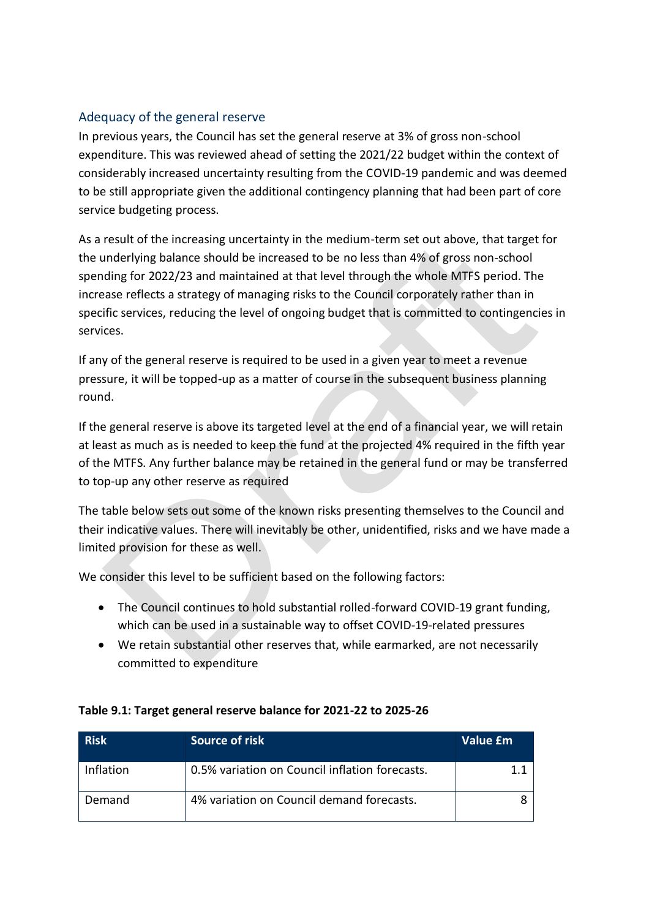## Adequacy of the general reserve

In previous years, the Council has set the general reserve at 3% of gross non-school expenditure. This was reviewed ahead of setting the 2021/22 budget within the context of considerably increased uncertainty resulting from the COVID-19 pandemic and was deemed to be still appropriate given the additional contingency planning that had been part of core service budgeting process.

As a result of the increasing uncertainty in the medium-term set out above, that target for the underlying balance should be increased to be no less than 4% of gross non-school spending for 2022/23 and maintained at that level through the whole MTFS period. The increase reflects a strategy of managing risks to the Council corporately rather than in specific services, reducing the level of ongoing budget that is committed to contingencies in services.

If any of the general reserve is required to be used in a given year to meet a revenue pressure, it will be topped-up as a matter of course in the subsequent business planning round.

If the general reserve is above its targeted level at the end of a financial year, we will retain at least as much as is needed to keep the fund at the projected 4% required in the fifth year of the MTFS. Any further balance may be retained in the general fund or may be transferred to top-up any other reserve as required

The table below sets out some of the known risks presenting themselves to the Council and their indicative values. There will inevitably be other, unidentified, risks and we have made a limited provision for these as well.

We consider this level to be sufficient based on the following factors:

- The Council continues to hold substantial rolled-forward COVID-19 grant funding, which can be used in a sustainable way to offset COVID-19-related pressures
- We retain substantial other reserves that, while earmarked, are not necessarily committed to expenditure

**Table 9.1: Target general reserve balance for 2021-22 to 2025-26**

| Risk | Source of risk | Value £m |
|---|---|---|
| Inflation | 0.5% variation on Council inflation forecasts. | 1.1 |
| Demand | 4% variation on Council demand forecasts. | 8 |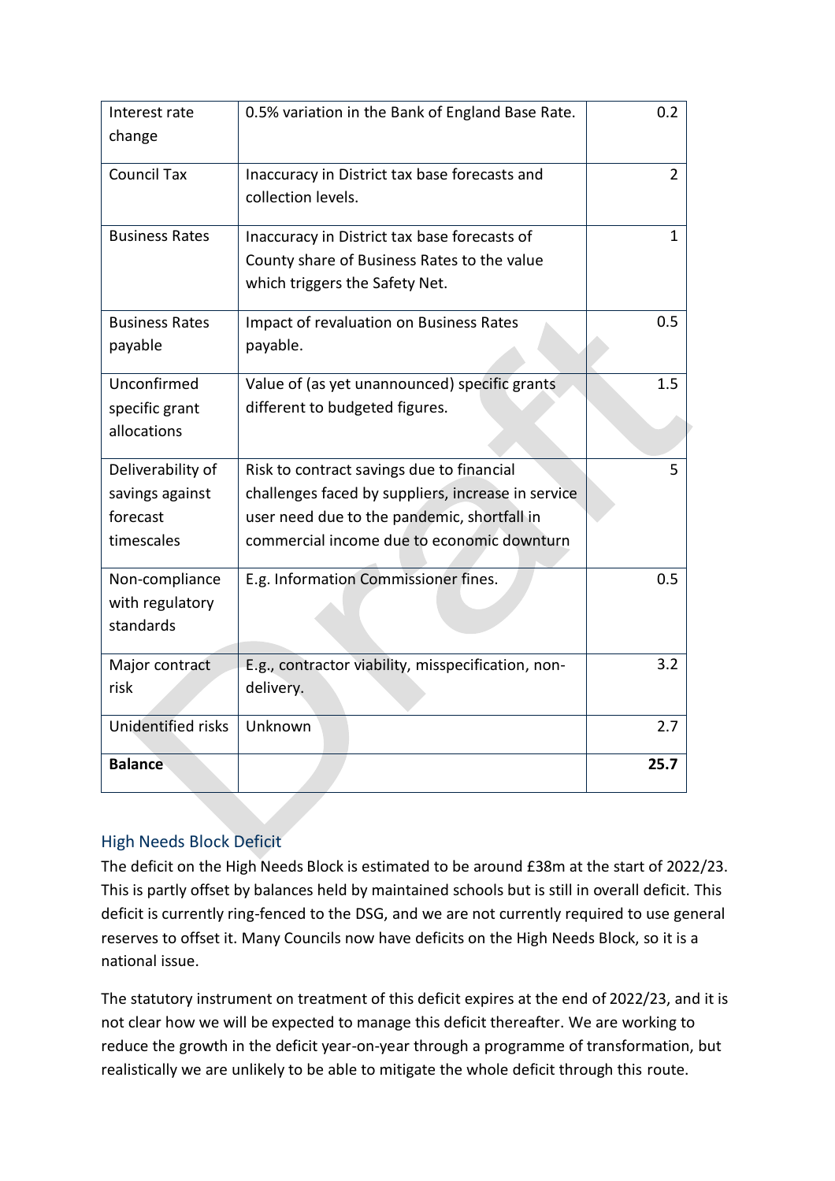| | | |
|---|---|---|
| Interest rate change | 0.5% variation in the Bank of England Base Rate. | 0.2 |
| Council Tax | Inaccuracy in District tax base forecasts and collection levels. | 2 |
| Business Rates | Inaccuracy in District tax base forecasts of County share of Business Rates to the value which triggers the Safety Net. | 1 |
| Business Rates payable | Impact of revaluation on Business Rates payable. | 0.5 |
| Unconfirmed specific grant allocations | Value of (as yet unannounced) specific grants different to budgeted figures. | 1.5 |
| Deliverability of savings against forecast timescales | Risk to contract savings due to financial challenges faced by suppliers, increase in service user need due to the pandemic, shortfall in commercial income due to economic downturn | 5 |
| Non-compliance with regulatory standards | E.g. Information Commissioner fines. | 0.5 |
| Major contract risk | E.g., contractor viability, misspecification, non-delivery. | 3.2 |
| Unidentified risks | Unknown | 2.7 |
| **Balance** | | **25.7** |

## High Needs Block Deficit

The deficit on the High Needs Block is estimated to be around £38m at the start of 2022/23. This is partly offset by balances held by maintained schools but is still in overall deficit. This deficit is currently ring-fenced to the DSG, and we are not currently required to use general reserves to offset it. Many Councils now have deficits on the High Needs Block, so it is a national issue.

The statutory instrument on treatment of this deficit expires at the end of 2022/23, and it is not clear how we will be expected to manage this deficit thereafter. We are working to reduce the growth in the deficit year-on-year through a programme of transformation, but realistically we are unlikely to be able to mitigate the whole deficit through this route.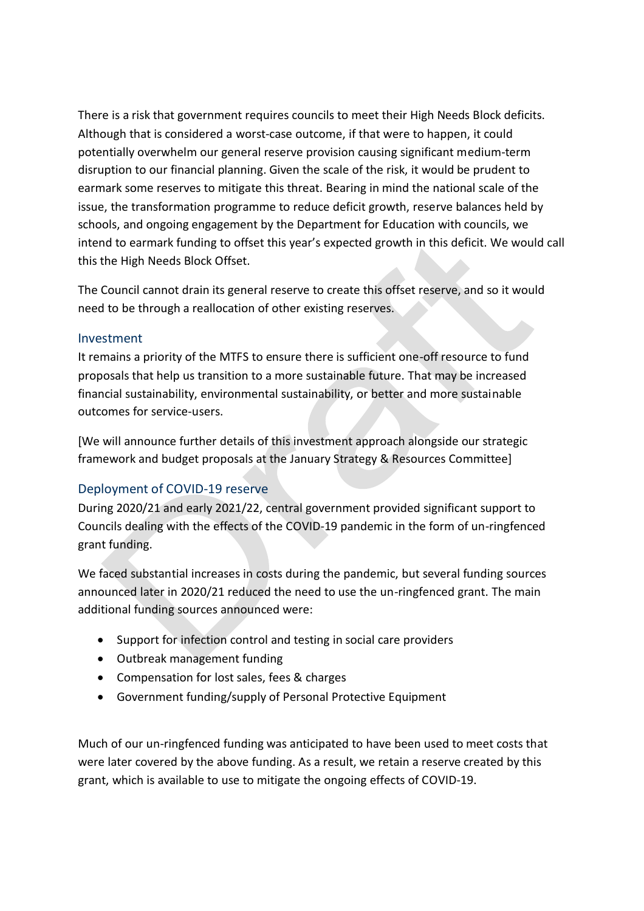There is a risk that government requires councils to meet their High Needs Block deficits. Although that is considered a worst-case outcome, if that were to happen, it could potentially overwhelm our general reserve provision causing significant medium-term disruption to our financial planning. Given the scale of the risk, it would be prudent to earmark some reserves to mitigate this threat. Bearing in mind the national scale of the issue, the transformation programme to reduce deficit growth, reserve balances held by schools, and ongoing engagement by the Department for Education with councils, we intend to earmark funding to offset this year's expected growth in this deficit. We would call this the High Needs Block Offset.

The Council cannot drain its general reserve to create this offset reserve, and so it would need to be through a reallocation of other existing reserves.

### Investment

It remains a priority of the MTFS to ensure there is sufficient one-off resource to fund proposals that help us transition to a more sustainable future. That may be increased financial sustainability, environmental sustainability, or better and more sustainable outcomes for service-users.

[We will announce further details of this investment approach alongside our strategic framework and budget proposals at the January Strategy & Resources Committee]

### Deployment of COVID-19 reserve

During 2020/21 and early 2021/22, central government provided significant support to Councils dealing with the effects of the COVID-19 pandemic in the form of un-ringfenced grant funding.

We faced substantial increases in costs during the pandemic, but several funding sources announced later in 2020/21 reduced the need to use the un-ringfenced grant. The main additional funding sources announced were:

- Support for infection control and testing in social care providers
- Outbreak management funding
- Compensation for lost sales, fees & charges
- Government funding/supply of Personal Protective Equipment

Much of our un-ringfenced funding was anticipated to have been used to meet costs that were later covered by the above funding. As a result, we retain a reserve created by this grant, which is available to use to mitigate the ongoing effects of COVID-19.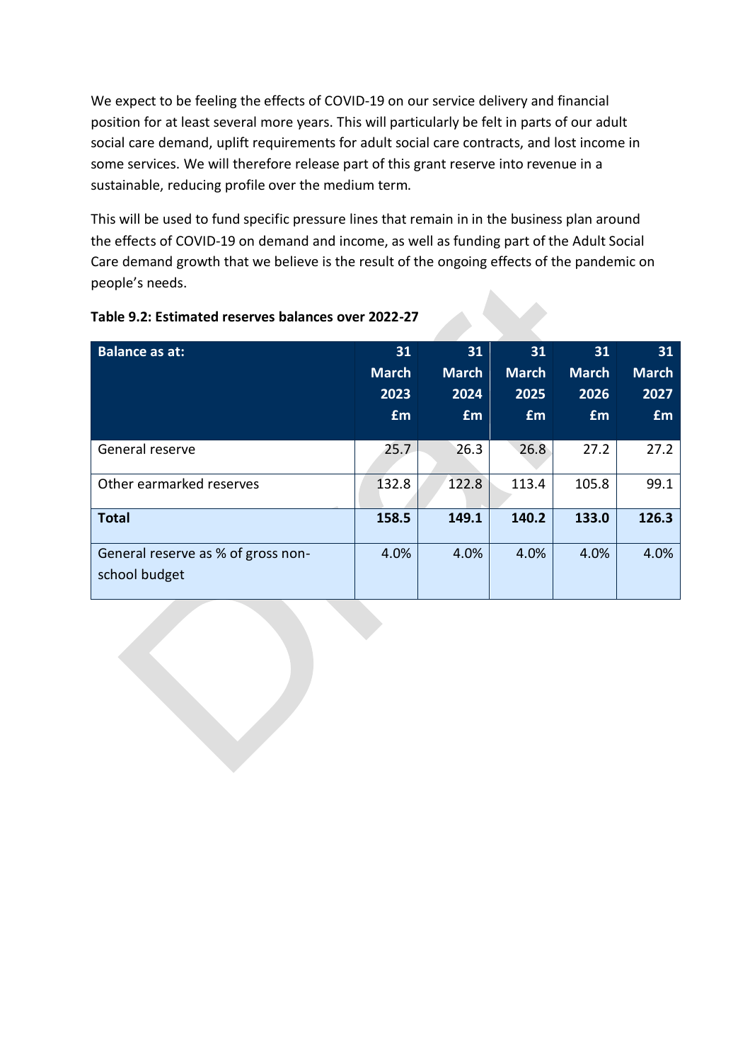We expect to be feeling the effects of COVID-19 on our service delivery and financial position for at least several more years. This will particularly be felt in parts of our adult social care demand, uplift requirements for adult social care contracts, and lost income in some services. We will therefore release part of this grant reserve into revenue in a sustainable, reducing profile over the medium term.

This will be used to fund specific pressure lines that remain in in the business plan around the effects of COVID-19 on demand and income, as well as funding part of the Adult Social Care demand growth that we believe is the result of the ongoing effects of the pandemic on people's needs.

**Table 9.2: Estimated reserves balances over 2022-27**

| Balance as at: | 31 March 2023 £m | 31 March 2024 £m | 31 March 2025 £m | 31 March 2026 £m | 31 March 2027 £m |
|---|---|---|---|---|---|
| General reserve | 25.7 | 26.3 | 26.8 | 27.2 | 27.2 |
| Other earmarked reserves | 132.8 | 122.8 | 113.4 | 105.8 | 99.1 |
| **Total** | **158.5** | **149.1** | **140.2** | **133.0** | **126.3** |
| General reserve as % of gross non-school budget | 4.0% | 4.0% | 4.0% | 4.0% | 4.0% |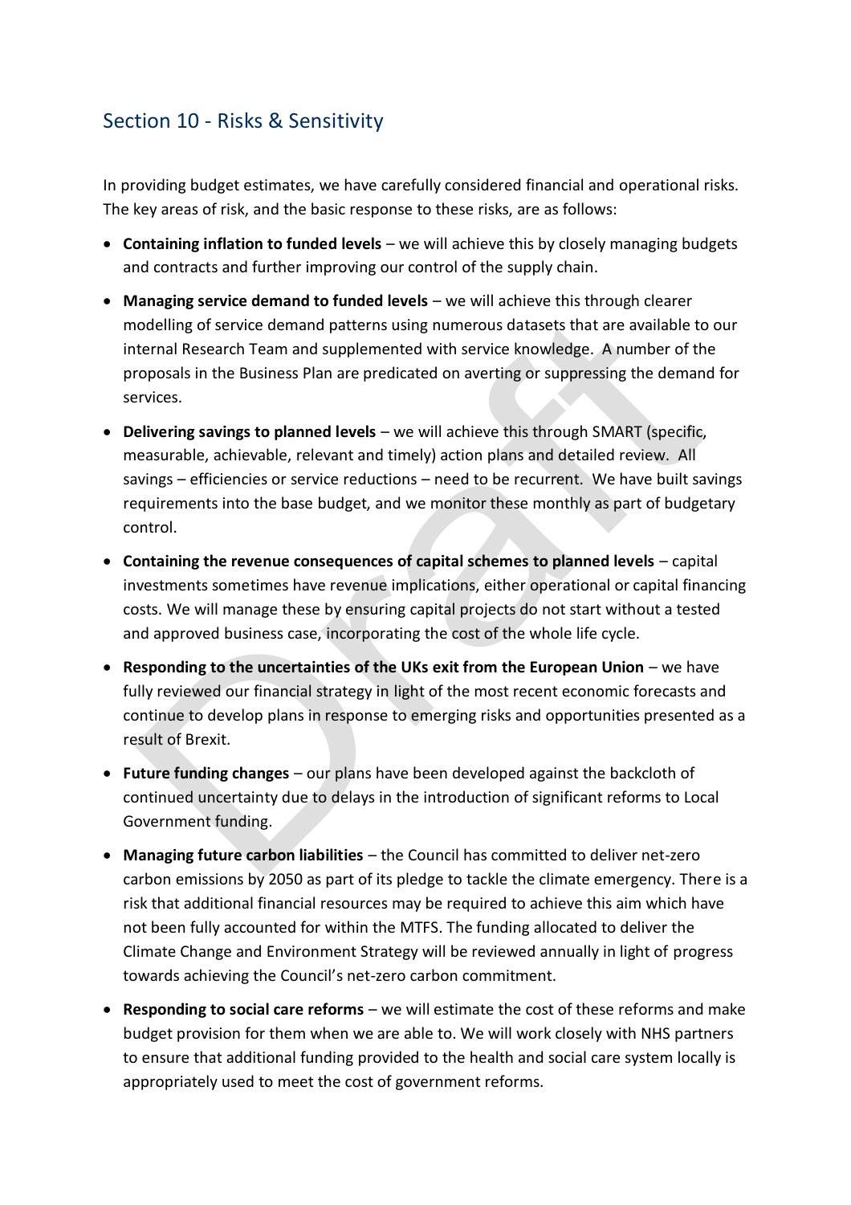## Section 10 - Risks & Sensitivity

In providing budget estimates, we have carefully considered financial and operational risks. The key areas of risk, and the basic response to these risks, are as follows:

- **Containing inflation to funded levels** – we will achieve this by closely managing budgets and contracts and further improving our control of the supply chain.
- **Managing service demand to funded levels** – we will achieve this through clearer modelling of service demand patterns using numerous datasets that are available to our internal Research Team and supplemented with service knowledge. A number of the proposals in the Business Plan are predicated on averting or suppressing the demand for services.
- **Delivering savings to planned levels** – we will achieve this through SMART (specific, measurable, achievable, relevant and timely) action plans and detailed review. All savings – efficiencies or service reductions – need to be recurrent. We have built savings requirements into the base budget, and we monitor these monthly as part of budgetary control.
- **Containing the revenue consequences of capital schemes to planned levels** – capital investments sometimes have revenue implications, either operational or capital financing costs. We will manage these by ensuring capital projects do not start without a tested and approved business case, incorporating the cost of the whole life cycle.
- **Responding to the uncertainties of the UKs exit from the European Union** – we have fully reviewed our financial strategy in light of the most recent economic forecasts and continue to develop plans in response to emerging risks and opportunities presented as a result of Brexit.
- **Future funding changes** – our plans have been developed against the backcloth of continued uncertainty due to delays in the introduction of significant reforms to Local Government funding.
- **Managing future carbon liabilities** – the Council has committed to deliver net-zero carbon emissions by 2050 as part of its pledge to tackle the climate emergency. There is a risk that additional financial resources may be required to achieve this aim which have not been fully accounted for within the MTFS. The funding allocated to deliver the Climate Change and Environment Strategy will be reviewed annually in light of progress towards achieving the Council's net-zero carbon commitment.
- **Responding to social care reforms** – we will estimate the cost of these reforms and make budget provision for them when we are able to. We will work closely with NHS partners to ensure that additional funding provided to the health and social care system locally is appropriately used to meet the cost of government reforms.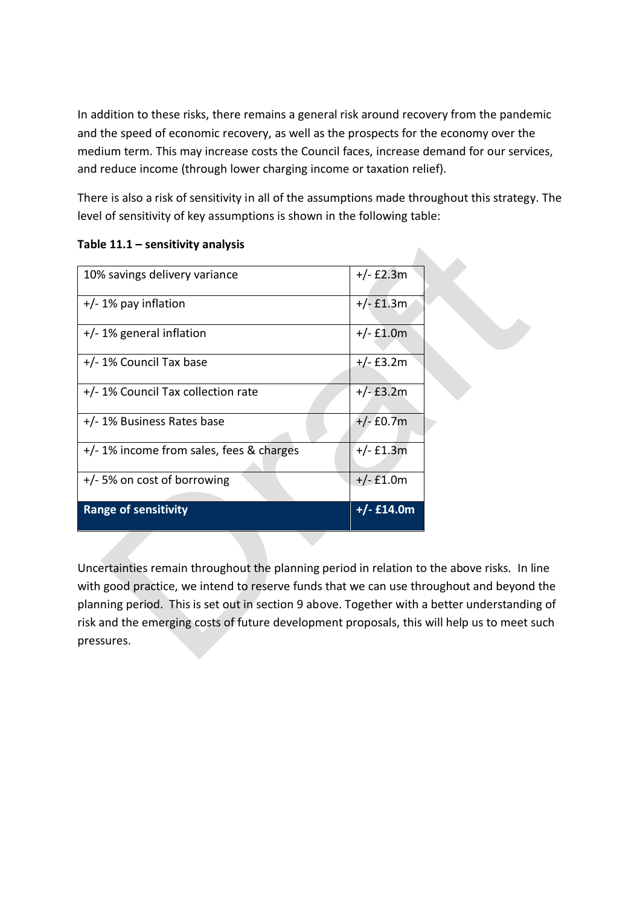In addition to these risks, there remains a general risk around recovery from the pandemic and the speed of economic recovery, as well as the prospects for the economy over the medium term. This may increase costs the Council faces, increase demand for our services, and reduce income (through lower charging income or taxation relief).

There is also a risk of sensitivity in all of the assumptions made throughout this strategy. The level of sensitivity of key assumptions is shown in the following table:

**Table 11.1 – sensitivity analysis**

| | |
|---|---|
| 10% savings delivery variance | +/- £2.3m |
| +/- 1% pay inflation | +/- £1.3m |
| +/- 1% general inflation | +/- £1.0m |
| +/- 1% Council Tax base | +/- £3.2m |
| +/- 1% Council Tax collection rate | +/- £3.2m |
| +/- 1% Business Rates base | +/- £0.7m |
| +/- 1% income from sales, fees & charges | +/- £1.3m |
| +/- 5% on cost of borrowing | +/- £1.0m |
| **Range of sensitivity** | **+/- £14.0m** |

Uncertainties remain throughout the planning period in relation to the above risks. In line with good practice, we intend to reserve funds that we can use throughout and beyond the planning period. This is set out in section 9 above. Together with a better understanding of risk and the emerging costs of future development proposals, this will help us to meet such pressures.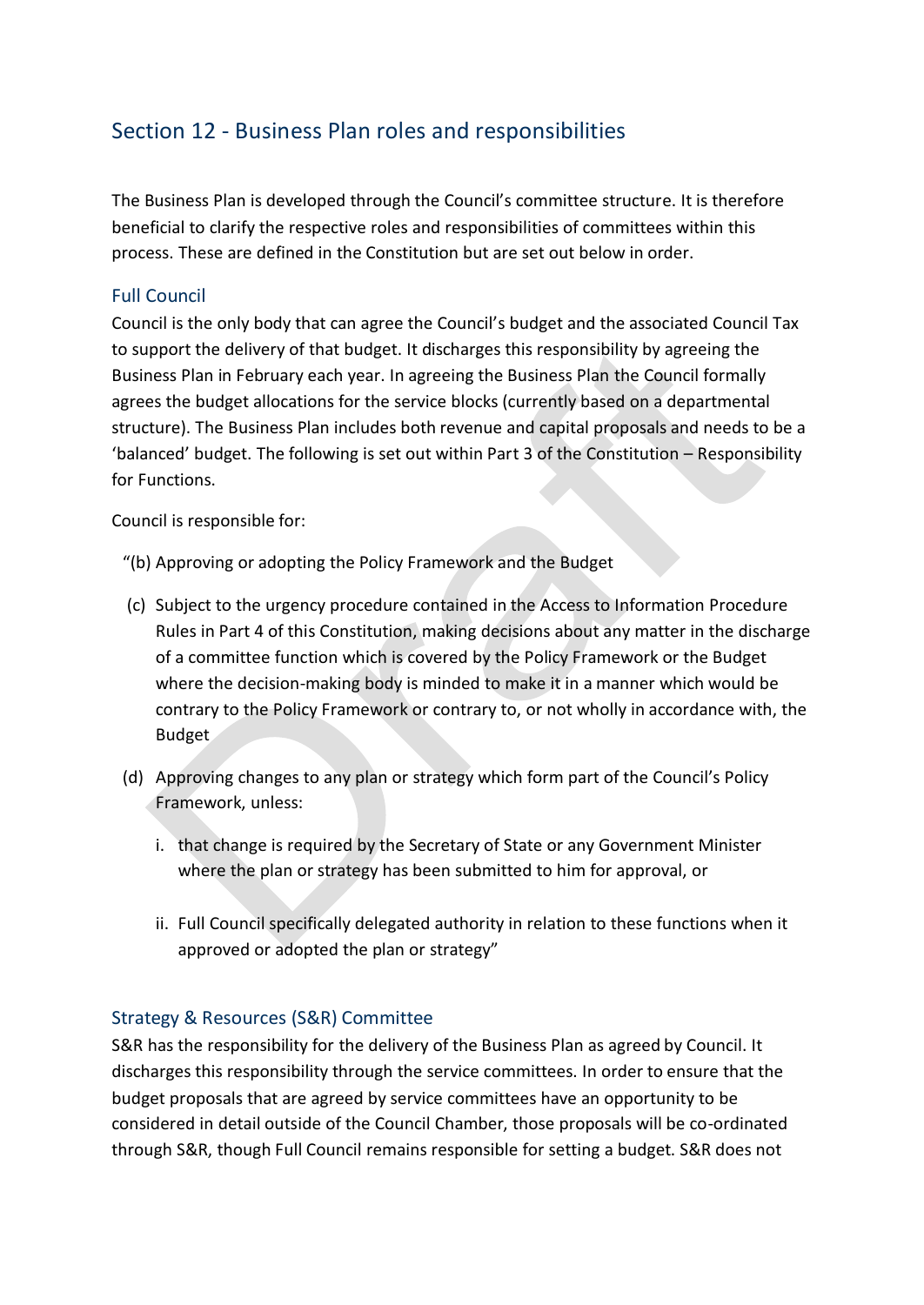## Section 12 - Business Plan roles and responsibilities

The Business Plan is developed through the Council's committee structure. It is therefore beneficial to clarify the respective roles and responsibilities of committees within this process. These are defined in the Constitution but are set out below in order.

### Full Council

Council is the only body that can agree the Council's budget and the associated Council Tax to support the delivery of that budget. It discharges this responsibility by agreeing the Business Plan in February each year. In agreeing the Business Plan the Council formally agrees the budget allocations for the service blocks (currently based on a departmental structure). The Business Plan includes both revenue and capital proposals and needs to be a 'balanced' budget. The following is set out within Part 3 of the Constitution – Responsibility for Functions.

Council is responsible for:

"(b) Approving or adopting the Policy Framework and the Budget

(c) Subject to the urgency procedure contained in the Access to Information Procedure Rules in Part 4 of this Constitution, making decisions about any matter in the discharge of a committee function which is covered by the Policy Framework or the Budget where the decision-making body is minded to make it in a manner which would be contrary to the Policy Framework or contrary to, or not wholly in accordance with, the Budget

(d) Approving changes to any plan or strategy which form part of the Council's Policy Framework, unless:

i. that change is required by the Secretary of State or any Government Minister where the plan or strategy has been submitted to him for approval, or

ii. Full Council specifically delegated authority in relation to these functions when it approved or adopted the plan or strategy"

### Strategy & Resources (S&R) Committee

S&R has the responsibility for the delivery of the Business Plan as agreed by Council. It discharges this responsibility through the service committees. In order to ensure that the budget proposals that are agreed by service committees have an opportunity to be considered in detail outside of the Council Chamber, those proposals will be co-ordinated through S&R, though Full Council remains responsible for setting a budget. S&R does not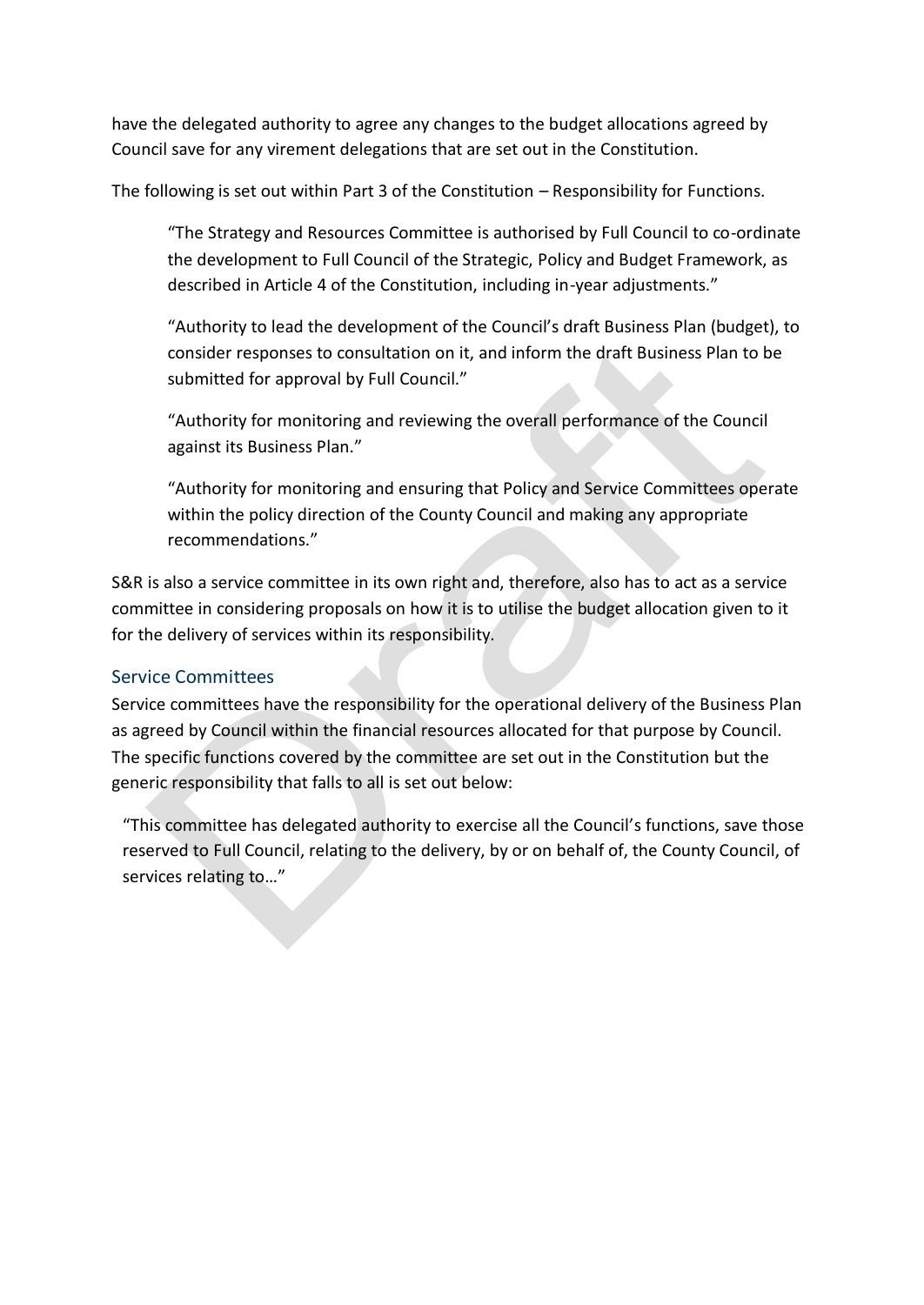have the delegated authority to agree any changes to the budget allocations agreed by Council save for any virement delegations that are set out in the Constitution.

The following is set out within Part 3 of the Constitution – Responsibility for Functions.

> "The Strategy and Resources Committee is authorised by Full Council to co-ordinate the development to Full Council of the Strategic, Policy and Budget Framework, as described in Article 4 of the Constitution, including in-year adjustments."
>
> "Authority to lead the development of the Council's draft Business Plan (budget), to consider responses to consultation on it, and inform the draft Business Plan to be submitted for approval by Full Council."
>
> "Authority for monitoring and reviewing the overall performance of the Council against its Business Plan."
>
> "Authority for monitoring and ensuring that Policy and Service Committees operate within the policy direction of the County Council and making any appropriate recommendations."

S&R is also a service committee in its own right and, therefore, also has to act as a service committee in considering proposals on how it is to utilise the budget allocation given to it for the delivery of services within its responsibility.

## Service Committees

Service committees have the responsibility for the operational delivery of the Business Plan as agreed by Council within the financial resources allocated for that purpose by Council. The specific functions covered by the committee are set out in the Constitution but the generic responsibility that falls to all is set out below:

> "This committee has delegated authority to exercise all the Council's functions, save those reserved to Full Council, relating to the delivery, by or on behalf of, the County Council, of services relating to…"